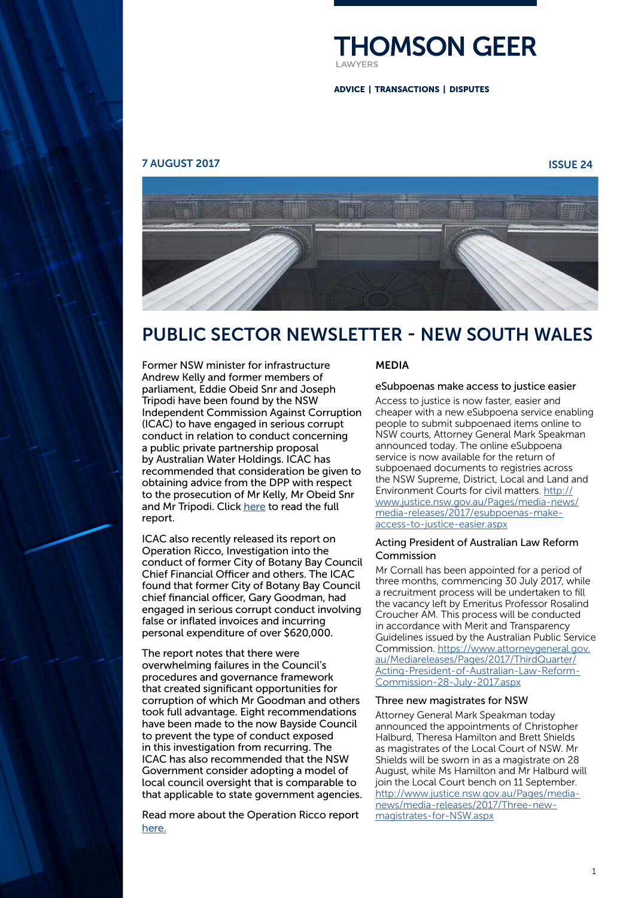# THOMSON GEER

LAWYERS

**ADVICE | TRANSACTIONS | DISPUTES**

**7 AUGUST 2017** **ISSUE 24**

# PUBLIC SECTOR NEWSLETTER - NEW SOUTH WALES

Former NSW minister for infrastructure Andrew Kelly and former members of parliament, Eddie Obeid Snr and Joseph Tripodi have been found by the NSW Independent Commission Against Corruption (ICAC) to have engaged in serious corrupt conduct in relation to conduct concerning a public private partnership proposal by Australian Water Holdings. ICAC has recommended that consideration be given to obtaining advice from the DPP with respect to the prosecution of Mr Kelly, Mr Obeid Snr and Mr Tripodi. Click here to read the full report.

ICAC also recently released its report on Operation Ricco, Investigation into the conduct of former City of Botany Bay Council Chief Financial Officer and others. The ICAC found that former City of Botany Bay Council chief financial officer, Gary Goodman, had engaged in serious corrupt conduct involving false or inflated invoices and incurring personal expenditure of over $620,000.

The report notes that there were overwhelming failures in the Council's procedures and governance framework that created significant opportunities for corruption of which Mr Goodman and others took full advantage. Eight recommendations have been made to the now Bayside Council to prevent the type of conduct exposed in this investigation from recurring. The ICAC has also recommended that the NSW Government consider adopting a model of local council oversight that is comparable to that applicable to state government agencies.

Read more about the Operation Ricco report here.

## MEDIA

### eSubpoenas make access to justice easier

Access to justice is now faster, easier and cheaper with a new eSubpoena service enabling people to submit subpoenaed items online to NSW courts, Attorney General Mark Speakman announced today. The online eSubpoena service is now available for the return of subpoenaed documents to registries across the NSW Supreme, District, Local and Land and Environment Courts for civil matters. http://www.justice.nsw.gov.au/Pages/media-news/media-releases/2017/esubpoenas-make-access-to-justice-easier.aspx

### Acting President of Australian Law Reform Commission

Mr Cornall has been appointed for a period of three months, commencing 30 July 2017, while a recruitment process will be undertaken to fill the vacancy left by Emeritus Professor Rosalind Croucher AM. This process will be conducted in accordance with Merit and Transparency Guidelines issued by the Australian Public Service Commission. https://www.attorneygeneral.gov.au/Mediareleases/Pages/2017/ThirdQuarter/Acting-President-of-Australian-Law-Reform-Commission-28-July-2017.aspx

### Three new magistrates for NSW

Attorney General Mark Speakman today announced the appointments of Christopher Halburd, Theresa Hamilton and Brett Shields as magistrates of the Local Court of NSW. Mr Shields will be sworn in as a magistrate on 28 August, while Ms Hamilton and Mr Halburd will join the Local Court bench on 11 September. http://www.justice.nsw.gov.au/Pages/media-news/media-releases/2017/Three-new-magistrates-for-NSW.aspx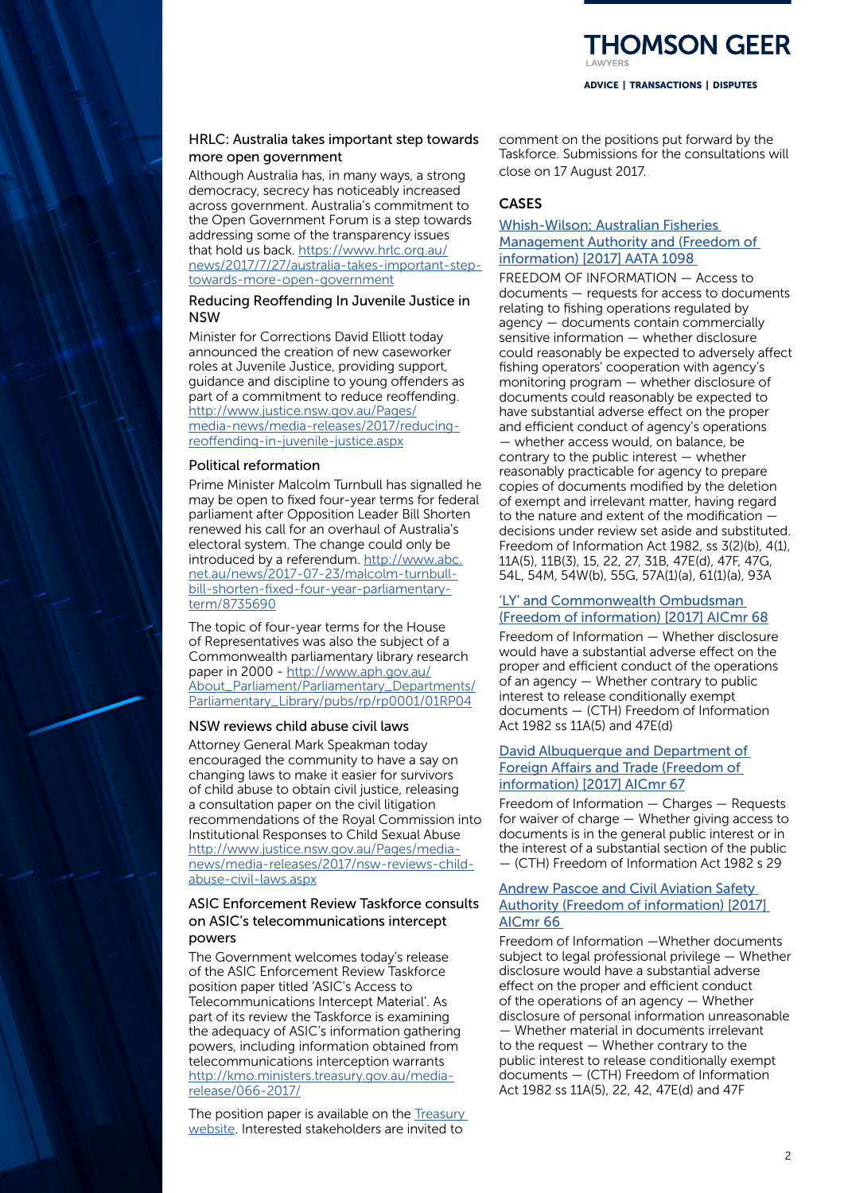### HRLC: Australia takes important step towards more open government

Although Australia has, in many ways, a strong democracy, secrecy has noticeably increased across government. Australia's commitment to the Open Government Forum is a step towards addressing some of the transparency issues that hold us back. [https://www.hrlc.org.au/news/2017/7/27/australia-takes-important-step-towards-more-open-government](https://www.hrlc.org.au/news/2017/7/27/australia-takes-important-step-towards-more-open-government)

### Reducing Reoffending In Juvenile Justice in NSW

Minister for Corrections David Elliott today announced the creation of new caseworker roles at Juvenile Justice, providing support, guidance and discipline to young offenders as part of a commitment to reduce reoffending. [http://www.justice.nsw.gov.au/Pages/media-news/media-releases/2017/reducing-reoffending-in-juvenile-justice.aspx](http://www.justice.nsw.gov.au/Pages/media-news/media-releases/2017/reducing-reoffending-in-juvenile-justice.aspx)

### Political reformation

Prime Minister Malcolm Turnbull has signalled he may be open to fixed four-year terms for federal parliament after Opposition Leader Bill Shorten renewed his call for an overhaul of Australia's electoral system. The change could only be introduced by a referendum. [http://www.abc.net.au/news/2017-07-23/malcolm-turnbull-bill-shorten-fixed-four-year-parliamentary-term/8735690](http://www.abc.net.au/news/2017-07-23/malcolm-turnbull-bill-shorten-fixed-four-year-parliamentary-term/8735690)

The topic of four-year terms for the House of Representatives was also the subject of a Commonwealth parliamentary library research paper in 2000 - [http://www.aph.gov.au/About_Parliament/Parliamentary_Departments/Parliamentary_Library/pubs/rp/rp0001/01RP04](http://www.aph.gov.au/About_Parliament/Parliamentary_Departments/Parliamentary_Library/pubs/rp/rp0001/01RP04)

### NSW reviews child abuse civil laws

Attorney General Mark Speakman today encouraged the community to have a say on changing laws to make it easier for survivors of child abuse to obtain civil justice, releasing a consultation paper on the civil litigation recommendations of the Royal Commission into Institutional Responses to Child Sexual Abuse [http://www.justice.nsw.gov.au/Pages/media-news/media-releases/2017/nsw-reviews-child-abuse-civil-laws.aspx](http://www.justice.nsw.gov.au/Pages/media-news/media-releases/2017/nsw-reviews-child-abuse-civil-laws.aspx)

### ASIC Enforcement Review Taskforce consults on ASIC's telecommunications intercept powers

The Government welcomes today's release of the ASIC Enforcement Review Taskforce position paper titled 'ASIC's Access to Telecommunications Intercept Material'. As part of its review the Taskforce is examining the adequacy of ASIC's information gathering powers, including information obtained from telecommunications interception warrants [http://kmo.ministers.treasury.gov.au/media-release/066-2017/](http://kmo.ministers.treasury.gov.au/media-release/066-2017/)

The position paper is available on the Treasury website. Interested stakeholders are invited to comment on the positions put forward by the Taskforce. Submissions for the consultations will close on 17 August 2017.

## CASES

### Whish-Wilson; Australian Fisheries Management Authority and (Freedom of information) [2017] AATA 1098

FREEDOM OF INFORMATION — Access to documents — requests for access to documents relating to fishing operations regulated by agency — documents contain commercially sensitive information — whether disclosure could reasonably be expected to adversely affect fishing operators' cooperation with agency's monitoring program — whether disclosure of documents could reasonably be expected to have substantial adverse effect on the proper and efficient conduct of agency's operations — whether access would, on balance, be contrary to the public interest — whether reasonably practicable for agency to prepare copies of documents modified by the deletion of exempt and irrelevant matter, having regard to the nature and extent of the modification — decisions under review set aside and substituted. Freedom of Information Act 1982, ss 3(2)(b), 4(1), 11A(5), 11B(3), 15, 22, 27, 31B, 47E(d), 47F, 47G, 54L, 54M, 54W(b), 55G, 57A(1)(a), 61(1)(a), 93A

### 'LY' and Commonwealth Ombudsman (Freedom of information) [2017] AICmr 68

Freedom of Information — Whether disclosure would have a substantial adverse effect on the proper and efficient conduct of the operations of an agency — Whether contrary to public interest to release conditionally exempt documents — (CTH) Freedom of Information Act 1982 ss 11A(5) and 47E(d)

### David Albuquerque and Department of Foreign Affairs and Trade (Freedom of information) [2017] AICmr 67

Freedom of Information — Charges — Requests for waiver of charge — Whether giving access to documents is in the general public interest or in the interest of a substantial section of the public — (CTH) Freedom of Information Act 1982 s 29

### Andrew Pascoe and Civil Aviation Safety Authority (Freedom of information) [2017] AICmr 66

Freedom of Information —Whether documents subject to legal professional privilege — Whether disclosure would have a substantial adverse effect on the proper and efficient conduct of the operations of an agency — Whether disclosure of personal information unreasonable — Whether material in documents irrelevant to the request — Whether contrary to the public interest to release conditionally exempt documents — (CTH) Freedom of Information Act 1982 ss 11A(5), 22, 42, 47E(d) and 47F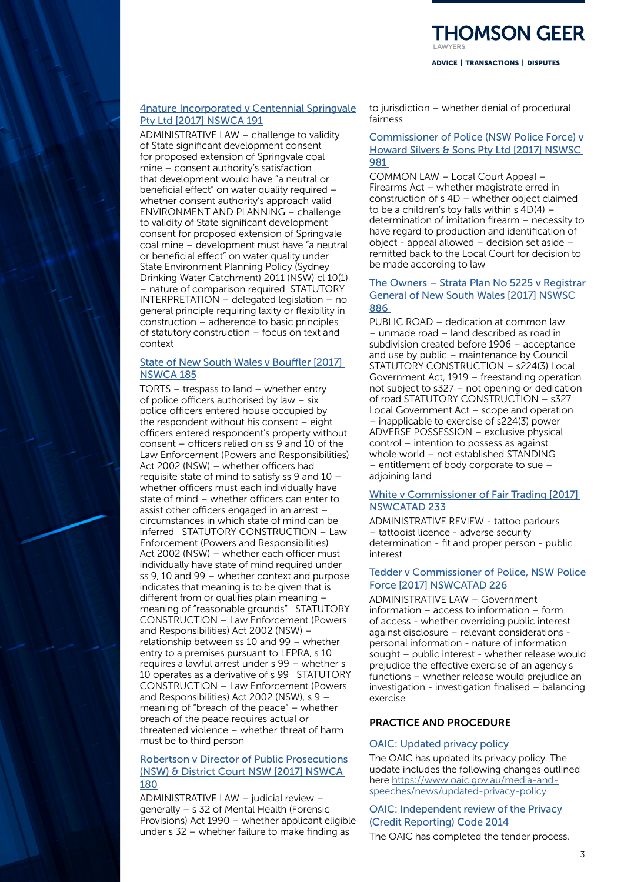[4nature Incorporated v Centennial Springvale Pty Ltd [2017] NSWCA 191](#)

ADMINISTRATIVE LAW – challenge to validity of State significant development consent for proposed extension of Springvale coal mine – consent authority's satisfaction that development would have "a neutral or beneficial effect" on water quality required – whether consent authority's approach valid ENVIRONMENT AND PLANNING – challenge to validity of State significant development consent for proposed extension of Springvale coal mine – development must have "a neutral or beneficial effect" on water quality under State Environment Planning Policy (Sydney Drinking Water Catchment) 2011 (NSW) cl 10(1) – nature of comparison required STATUTORY INTERPRETATION – delegated legislation – no general principle requiring laxity or flexibility in construction – adherence to basic principles of statutory construction – focus on text and context

[State of New South Wales v Bouffler [2017] NSWCA 185](#)

TORTS – trespass to land – whether entry of police officers authorised by law – six police officers entered house occupied by the respondent without his consent – eight officers entered respondent's property without consent – officers relied on ss 9 and 10 of the Law Enforcement (Powers and Responsibilities) Act 2002 (NSW) – whether officers had requisite state of mind to satisfy ss 9 and 10 – whether officers must each individually have state of mind – whether officers can enter to assist other officers engaged in an arrest – circumstances in which state of mind can be inferred STATUTORY CONSTRUCTION – Law Enforcement (Powers and Responsibilities) Act 2002 (NSW) – whether each officer must individually have state of mind required under ss 9, 10 and 99 – whether context and purpose indicates that meaning is to be given that is different from or qualifies plain meaning – meaning of "reasonable grounds" STATUTORY CONSTRUCTION – Law Enforcement (Powers and Responsibilities) Act 2002 (NSW) – relationship between ss 10 and 99 – whether entry to a premises pursuant to LEPRA, s 10 requires a lawful arrest under s 99 – whether s 10 operates as a derivative of s 99 STATUTORY CONSTRUCTION – Law Enforcement (Powers and Responsibilities) Act 2002 (NSW), s 9 – meaning of "breach of the peace" – whether breach of the peace requires actual or threatened violence – whether threat of harm must be to third person

[Robertson v Director of Public Prosecutions (NSW) & District Court NSW [2017] NSWCA 180](#)

ADMINISTRATIVE LAW – judicial review – generally – s 32 of Mental Health (Forensic Provisions) Act 1990 – whether applicant eligible under s 32 – whether failure to make finding as to jurisdiction – whether denial of procedural fairness

[Commissioner of Police (NSW Police Force) v Howard Silvers & Sons Pty Ltd [2017] NSWSC 981](#)

COMMON LAW – Local Court Appeal – Firearms Act – whether magistrate erred in construction of s 4D – whether object claimed to be a children's toy falls within s 4D(4) – determination of imitation firearm – necessity to have regard to production and identification of object - appeal allowed – decision set aside – remitted back to the Local Court for decision to be made according to law

[The Owners – Strata Plan No 5225 v Registrar General of New South Wales [2017] NSWSC 886](#)

PUBLIC ROAD – dedication at common law – unmade road – land described as road in subdivision created before 1906 – acceptance and use by public – maintenance by Council STATUTORY CONSTRUCTION – s224(3) Local Government Act, 1919 – freestanding operation not subject to s327 – not opening or dedication of road STATUTORY CONSTRUCTION – s327 Local Government Act – scope and operation – inapplicable to exercise of s224(3) power ADVERSE POSSESSION – exclusive physical control – intention to possess as against whole world – not established STANDING – entitlement of body corporate to sue – adjoining land

[White v Commissioner of Fair Trading [2017] NSWCATAD 233](#)

ADMINISTRATIVE REVIEW - tattoo parlours – tattooist licence - adverse security determination - fit and proper person - public interest

[Tedder v Commissioner of Police, NSW Police Force [2017] NSWCATAD 226](#)

ADMINISTRATIVE LAW – Government information – access to information – form of access - whether overriding public interest against disclosure – relevant considerations - personal information - nature of information sought – public interest - whether release would prejudice the effective exercise of an agency's functions – whether release would prejudice an investigation - investigation finalised – balancing exercise

## PRACTICE AND PROCEDURE

[OAIC: Updated privacy policy](#)

The OAIC has updated its privacy policy. The update includes the following changes outlined here https://www.oaic.gov.au/media-and-speeches/news/updated-privacy-policy

[OAIC: Independent review of the Privacy (Credit Reporting) Code 2014](#)

The OAIC has completed the tender process,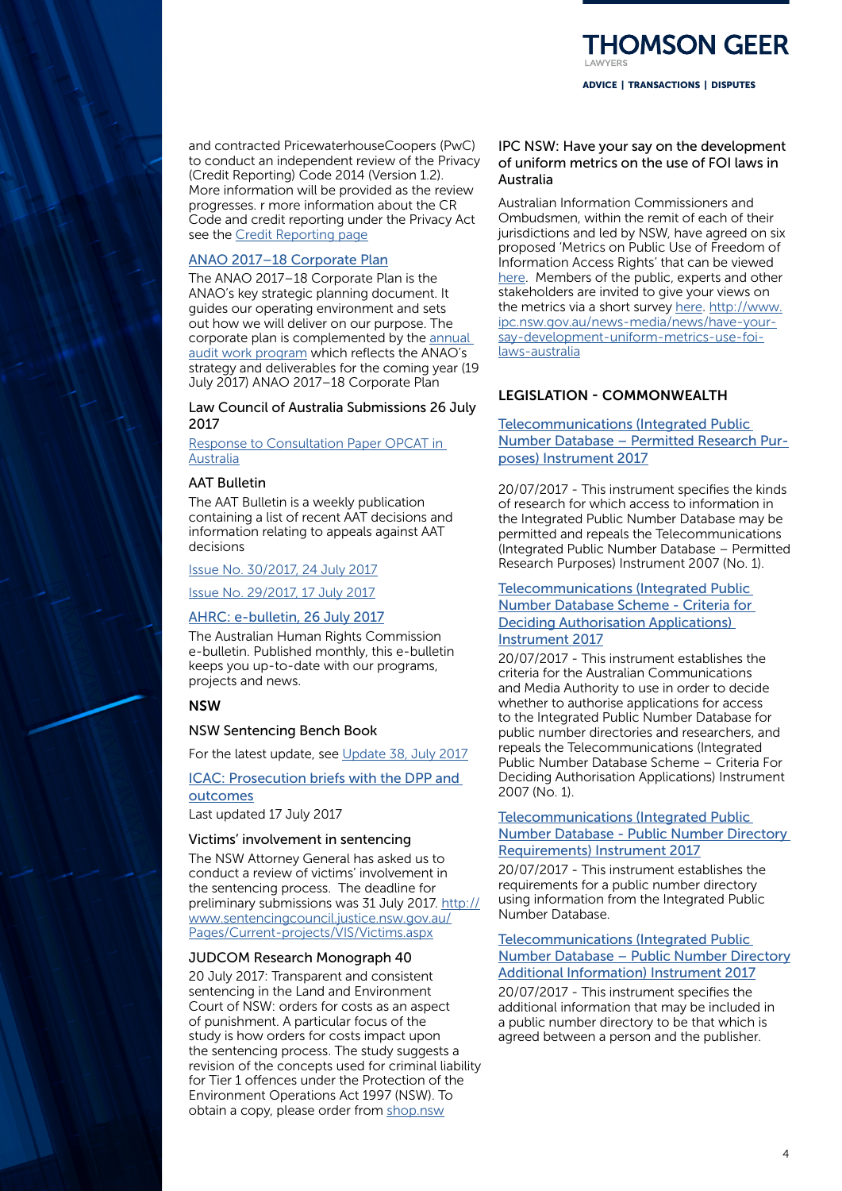and contracted PricewaterhouseCoopers (PwC) to conduct an independent review of the Privacy (Credit Reporting) Code 2014 (Version 1.2). More information will be provided as the review progresses. r more information about the CR Code and credit reporting under the Privacy Act see the Credit Reporting page

### ANAO 2017–18 Corporate Plan

The ANAO 2017–18 Corporate Plan is the ANAO's key strategic planning document. It guides our operating environment and sets out how we will deliver on our purpose. The corporate plan is complemented by the annual audit work program which reflects the ANAO's strategy and deliverables for the coming year (19 July 2017) ANAO 2017–18 Corporate Plan

### Law Council of Australia Submissions 26 July 2017

Response to Consultation Paper OPCAT in Australia

### AAT Bulletin

The AAT Bulletin is a weekly publication containing a list of recent AAT decisions and information relating to appeals against AAT decisions

Issue No. 30/2017, 24 July 2017

Issue No. 29/2017, 17 July 2017

### AHRC: e-bulletin, 26 July 2017

The Australian Human Rights Commission e-bulletin. Published monthly, this e-bulletin keeps you up-to-date with our programs, projects and news.

## NSW

### NSW Sentencing Bench Book

For the latest update, see Update 38, July 2017

### ICAC: Prosecution briefs with the DPP and outcomes

Last updated 17 July 2017

### Victims' involvement in sentencing

The NSW Attorney General has asked us to conduct a review of victims' involvement in the sentencing process. The deadline for preliminary submissions was 31 July 2017. http://www.sentencingcouncil.justice.nsw.gov.au/Pages/Current-projects/VIS/Victims.aspx

### JUDCOM Research Monograph 40

20 July 2017: Transparent and consistent sentencing in the Land and Environment Court of NSW: orders for costs as an aspect of punishment. A particular focus of the study is how orders for costs impact upon the sentencing process. The study suggests a revision of the concepts used for criminal liability for Tier 1 offences under the Protection of the Environment Operations Act 1997 (NSW). To obtain a copy, please order from shop.nsw

### IPC NSW: Have your say on the development of uniform metrics on the use of FOI laws in Australia

Australian Information Commissioners and Ombudsmen, within the remit of each of their jurisdictions and led by NSW, have agreed on six proposed 'Metrics on Public Use of Freedom of Information Access Rights' that can be viewed here. Members of the public, experts and other stakeholders are invited to give your views on the metrics via a short survey here. http://www.ipc.nsw.gov.au/news-media/news/have-your-say-development-uniform-metrics-use-foi-laws-australia

## LEGISLATION - COMMONWEALTH

### Telecommunications (Integrated Public Number Database – Permitted Research Purposes) Instrument 2017

20/07/2017 - This instrument specifies the kinds of research for which access to information in the Integrated Public Number Database may be permitted and repeals the Telecommunications (Integrated Public Number Database – Permitted Research Purposes) Instrument 2007 (No. 1).

### Telecommunications (Integrated Public Number Database Scheme - Criteria for Deciding Authorisation Applications) Instrument 2017

20/07/2017 - This instrument establishes the criteria for the Australian Communications and Media Authority to use in order to decide whether to authorise applications for access to the Integrated Public Number Database for public number directories and researchers, and repeals the Telecommunications (Integrated Public Number Database Scheme – Criteria For Deciding Authorisation Applications) Instrument 2007 (No. 1).

### Telecommunications (Integrated Public Number Database - Public Number Directory Requirements) Instrument 2017

20/07/2017 - This instrument establishes the requirements for a public number directory using information from the Integrated Public Number Database.

### Telecommunications (Integrated Public Number Database – Public Number Directory Additional Information) Instrument 2017

20/07/2017 - This instrument specifies the additional information that may be included in a public number directory to be that which is agreed between a person and the publisher.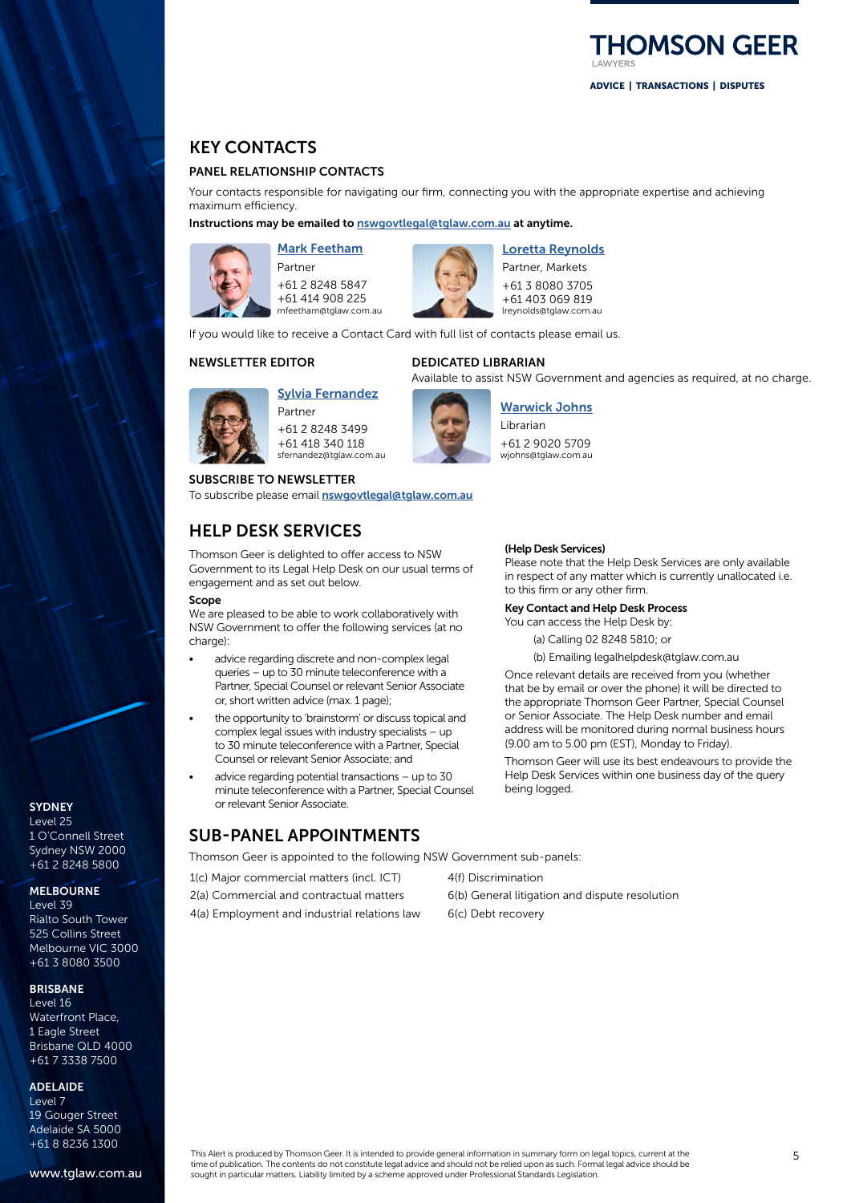# KEY CONTACTS

## PANEL RELATIONSHIP CONTACTS

Your contacts responsible for navigating our firm, connecting you with the appropriate expertise and achieving maximum efficiency.

**Instructions may be emailed to nswgovtlegal@tglaw.com.au at anytime.**

**Mark Feetham**
Partner
+61 2 8248 5847
+61 414 908 225
mfeetham@tglaw.com.au

**Loretta Reynolds**
Partner, Markets
+61 3 8080 3705
+61 403 069 819
lreynolds@tglaw.com.au

If you would like to receive a Contact Card with full list of contacts please email us.

## NEWSLETTER EDITOR

**Sylvia Fernandez**
Partner
+61 2 8248 3499
+61 418 340 118
sfernandez@tglaw.com.au

## DEDICATED LIBRARIAN

Available to assist NSW Government and agencies as required, at no charge.

**Warwick Johns**
Librarian
+61 2 9020 5709
wjohns@tglaw.com.au

## SUBSCRIBE TO NEWSLETTER

To subscribe please email nswgovtlegal@tglaw.com.au

# HELP DESK SERVICES

Thomson Geer is delighted to offer access to NSW Government to its Legal Help Desk on our usual terms of engagement and as set out below.

**Scope**

We are pleased to be able to work collaboratively with NSW Government to offer the following services (at no charge):

- advice regarding discrete and non-complex legal queries – up to 30 minute teleconference with a Partner, Special Counsel or relevant Senior Associate or, short written advice (max. 1 page);
- the opportunity to 'brainstorm' or discuss topical and complex legal issues with industry specialists – up to 30 minute teleconference with a Partner, Special Counsel or relevant Senior Associate; and
- advice regarding potential transactions – up to 30 minute teleconference with a Partner, Special Counsel or relevant Senior Associate.

**(Help Desk Services)**

Please note that the Help Desk Services are only available in respect of any matter which is currently unallocated i.e. to this firm or any other firm.

**Key Contact and Help Desk Process**

You can access the Help Desk by:

(a) Calling 02 8248 5810; or

(b) Emailing legalhelpdesk@tglaw.com.au

Once relevant details are received from you (whether that be by email or over the phone) it will be directed to the appropriate Thomson Geer Partner, Special Counsel or Senior Associate. The Help Desk number and email address will be monitored during normal business hours (9.00 am to 5.00 pm (EST), Monday to Friday).

Thomson Geer will use its best endeavours to provide the Help Desk Services within one business day of the query being logged.

# SUB-PANEL APPOINTMENTS

Thomson Geer is appointed to the following NSW Government sub-panels:

1(c) Major commercial matters (incl. ICT)
2(a) Commercial and contractual matters
4(a) Employment and industrial relations law
4(f) Discrimination
6(b) General litigation and dispute resolution
6(c) Debt recovery

**SYDNEY**
Level 25
1 O'Connell Street
Sydney NSW 2000
+61 2 8248 5800

**MELBOURNE**
Level 39
Rialto South Tower
525 Collins Street
Melbourne VIC 3000
+61 3 8080 3500

**BRISBANE**
Level 16
Waterfront Place,
1 Eagle Street
Brisbane QLD 4000
+61 7 3338 7500

**ADELAIDE**
Level 7
19 Gouger Street
Adelaide SA 5000
+61 8 8236 1300

www.tglaw.com.au

This Alert is produced by Thomson Geer. It is intended to provide general information in summary form on legal topics, current at the time of publication. The contents do not constitute legal advice and should not be relied upon as such. Formal legal advice should be sought in particular matters. Liability limited by a scheme approved under Professional Standards Legislation.